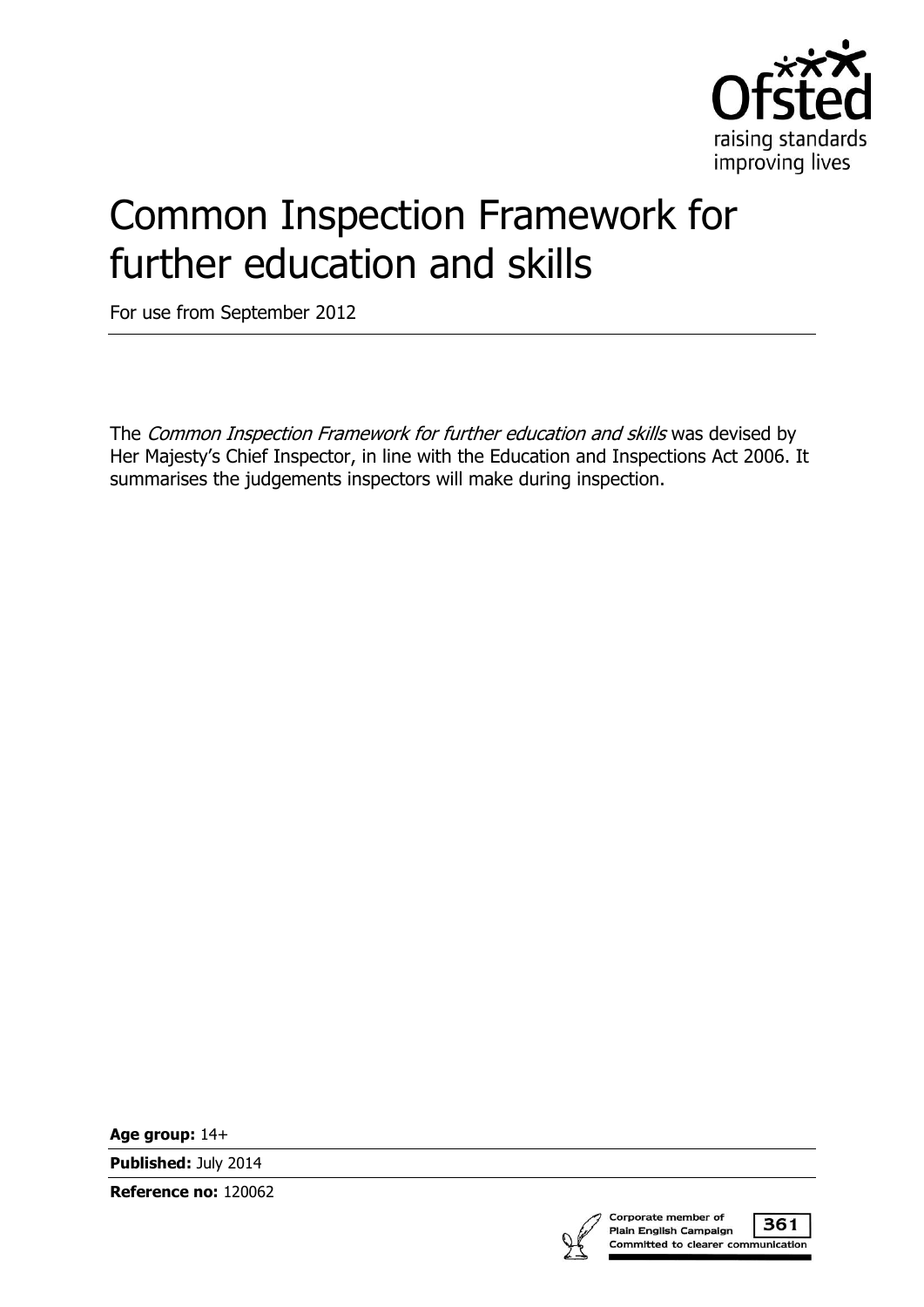Ofsted

raising standards improving lives

# Common Inspection Framework for further education and skills

For use from September 2012

The *Common Inspection Framework for further education and skills* was devised by Her Majesty's Chief Inspector, in line with the Education and Inspections Act 2006. It summarises the judgements inspectors will make during inspection.

**Age group:** 14+

**Published:** July 2014

**Reference no:** 120062

Corporate member of Plain English Campaign 361 Committed to clearer communication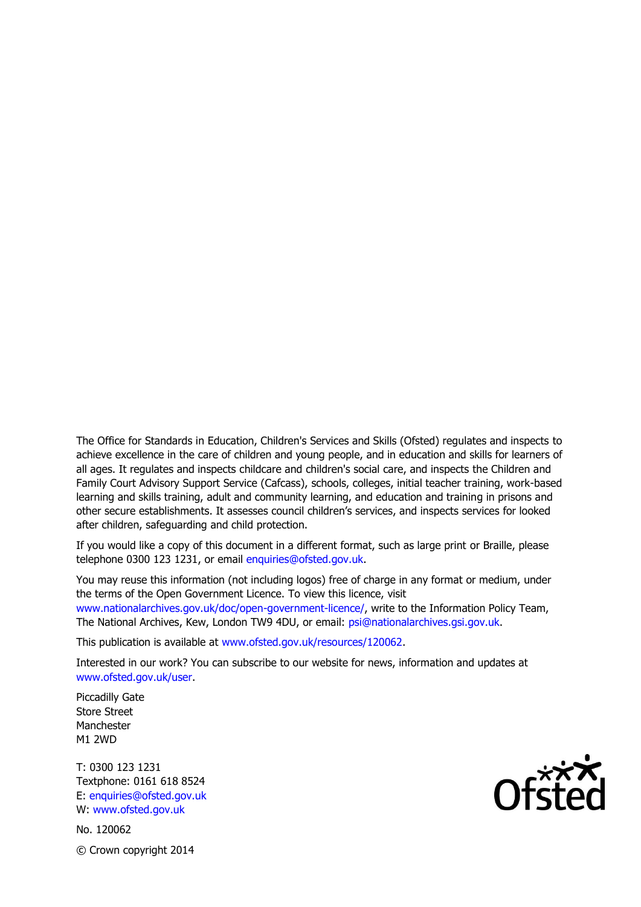The Office for Standards in Education, Children's Services and Skills (Ofsted) regulates and inspects to achieve excellence in the care of children and young people, and in education and skills for learners of all ages. It regulates and inspects childcare and children's social care, and inspects the Children and Family Court Advisory Support Service (Cafcass), schools, colleges, initial teacher training, work-based learning and skills training, adult and community learning, and education and training in prisons and other secure establishments. It assesses council children's services, and inspects services for looked after children, safeguarding and child protection.

If you would like a copy of this document in a different format, such as large print or Braille, please telephone 0300 123 1231, or email enquiries@ofsted.gov.uk.

You may reuse this information (not including logos) free of charge in any format or medium, under the terms of the Open Government Licence. To view this licence, visit www.nationalarchives.gov.uk/doc/open-government-licence/, write to the Information Policy Team, The National Archives, Kew, London TW9 4DU, or email: psi@nationalarchives.gsi.gov.uk.

This publication is available at www.ofsted.gov.uk/resources/120062.

Interested in our work? You can subscribe to our website for news, information and updates at www.ofsted.gov.uk/user.

Piccadilly Gate
Store Street
Manchester
M1 2WD

T: 0300 123 1231
Textphone: 0161 618 8524
E: enquiries@ofsted.gov.uk
W: www.ofsted.gov.uk

No. 120062

© Crown copyright 2014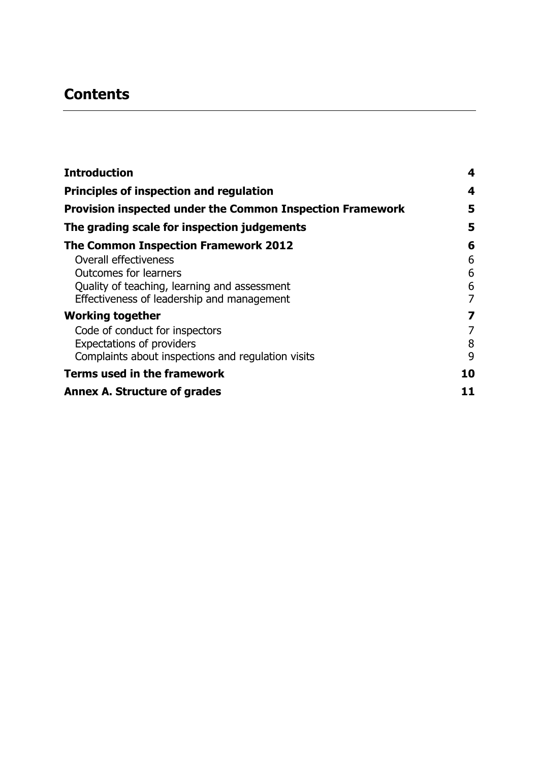## Contents

| | |
|---|---|
| **Introduction** | **4** |
| **Principles of inspection and regulation** | **4** |
| **Provision inspected under the Common Inspection Framework** | **5** |
| **The grading scale for inspection judgements** | **5** |
| **The Common Inspection Framework 2012** | **6** |
| Overall effectiveness | 6 |
| Outcomes for learners | 6 |
| Quality of teaching, learning and assessment | 6 |
| Effectiveness of leadership and management | 7 |
| **Working together** | **7** |
| Code of conduct for inspectors | 7 |
| Expectations of providers | 8 |
| Complaints about inspections and regulation visits | 9 |
| **Terms used in the framework** | **10** |
| **Annex A. Structure of grades** | **11** |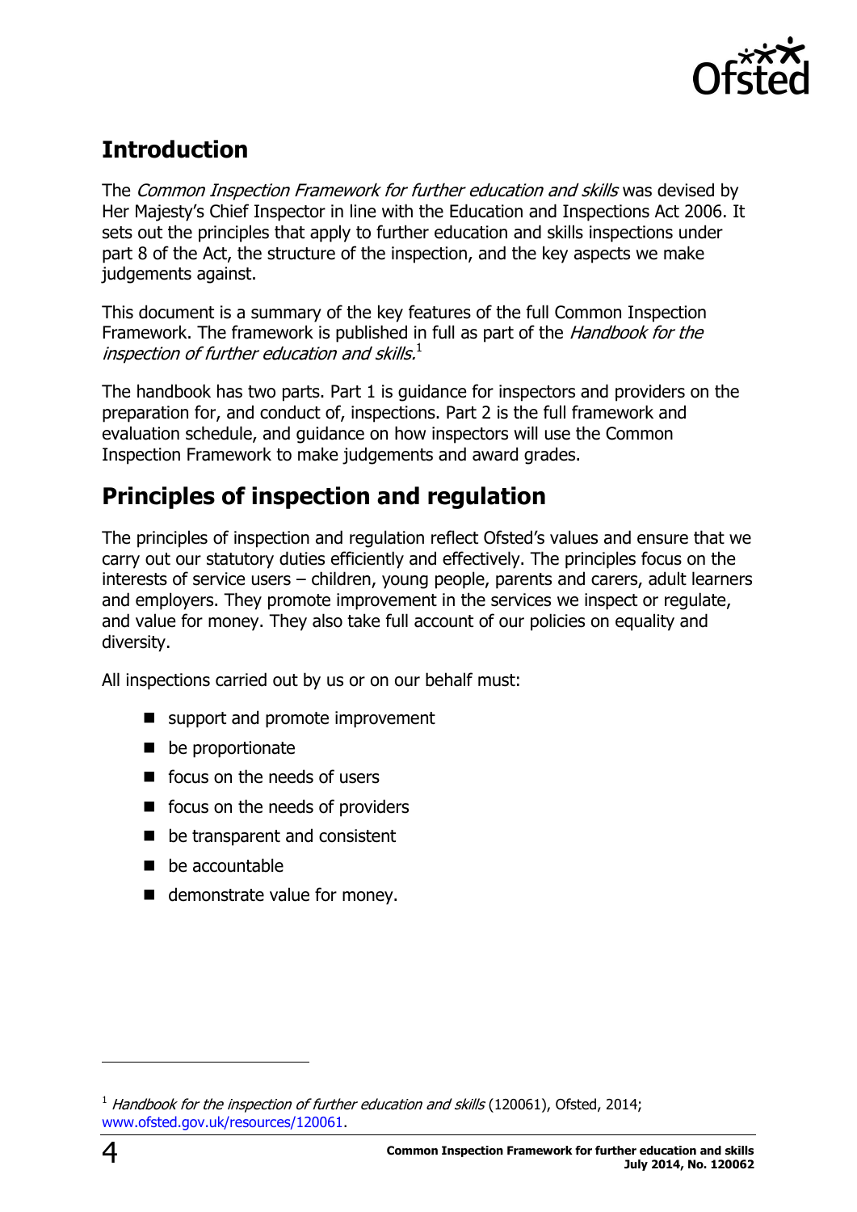## Introduction

The *Common Inspection Framework for further education and skills* was devised by Her Majesty's Chief Inspector in line with the Education and Inspections Act 2006. It sets out the principles that apply to further education and skills inspections under part 8 of the Act, the structure of the inspection, and the key aspects we make judgements against.

This document is a summary of the key features of the full Common Inspection Framework. The framework is published in full as part of the *Handbook for the inspection of further education and skills.*[1]

The handbook has two parts. Part 1 is guidance for inspectors and providers on the preparation for, and conduct of, inspections. Part 2 is the full framework and evaluation schedule, and guidance on how inspectors will use the Common Inspection Framework to make judgements and award grades.

## Principles of inspection and regulation

The principles of inspection and regulation reflect Ofsted's values and ensure that we carry out our statutory duties efficiently and effectively. The principles focus on the interests of service users – children, young people, parents and carers, adult learners and employers. They promote improvement in the services we inspect or regulate, and value for money. They also take full account of our policies on equality and diversity.

All inspections carried out by us or on our behalf must:

- support and promote improvement
- be proportionate
- focus on the needs of users
- focus on the needs of providers
- be transparent and consistent
- be accountable
- demonstrate value for money.

[1] *Handbook for the inspection of further education and skills* (120061), Ofsted, 2014; www.ofsted.gov.uk/resources/120061.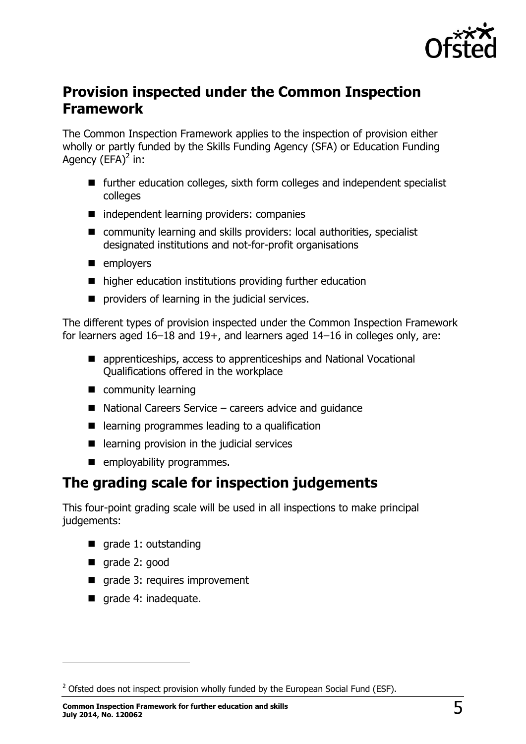## Provision inspected under the Common Inspection Framework

The Common Inspection Framework applies to the inspection of provision either wholly or partly funded by the Skills Funding Agency (SFA) or Education Funding Agency (EFA)[2] in:

- further education colleges, sixth form colleges and independent specialist colleges
- independent learning providers: companies
- community learning and skills providers: local authorities, specialist designated institutions and not-for-profit organisations
- employers
- higher education institutions providing further education
- providers of learning in the judicial services.

The different types of provision inspected under the Common Inspection Framework for learners aged 16–18 and 19+, and learners aged 14–16 in colleges only, are:

- apprenticeships, access to apprenticeships and National Vocational Qualifications offered in the workplace
- community learning
- National Careers Service – careers advice and guidance
- learning programmes leading to a qualification
- learning provision in the judicial services
- employability programmes.

## The grading scale for inspection judgements

This four-point grading scale will be used in all inspections to make principal judgements:

- grade 1: outstanding
- grade 2: good
- grade 3: requires improvement
- grade 4: inadequate.

---

[2] Ofsted does not inspect provision wholly funded by the European Social Fund (ESF).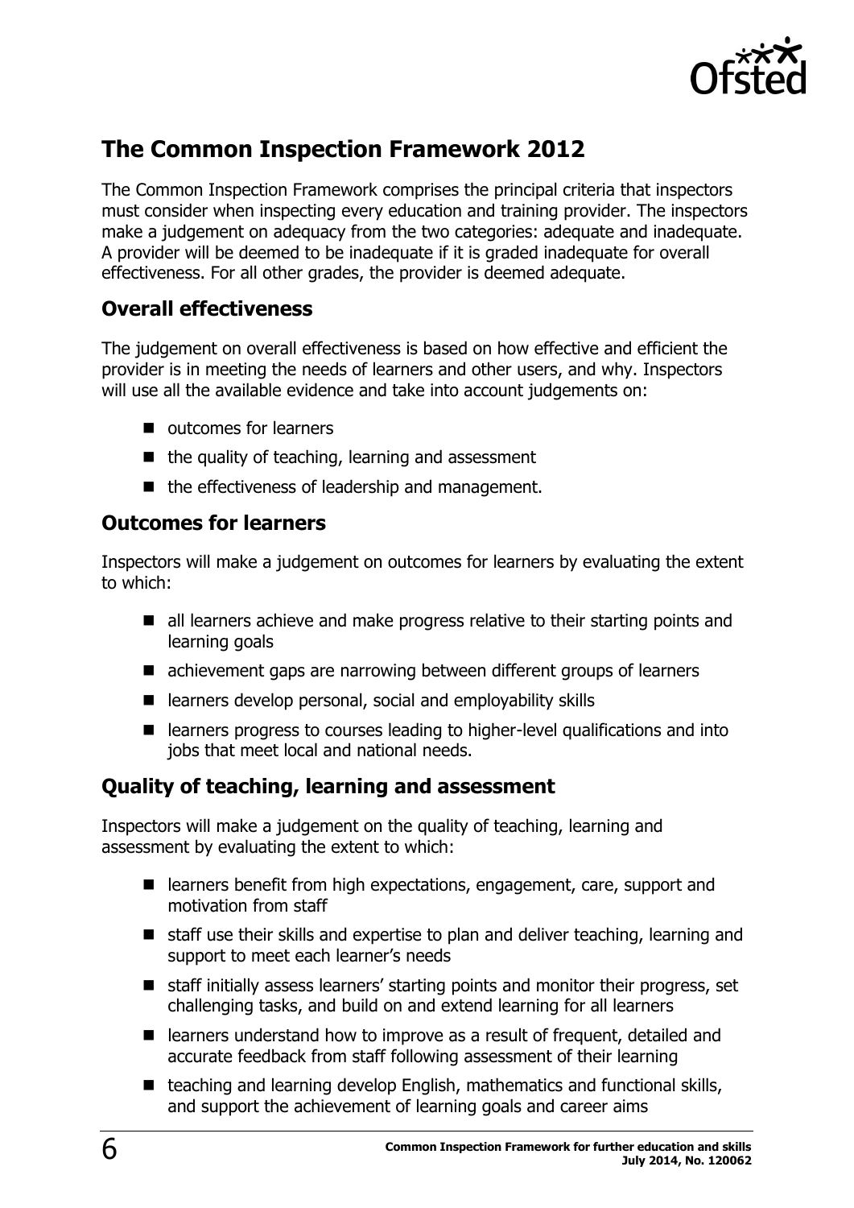## The Common Inspection Framework 2012

The Common Inspection Framework comprises the principal criteria that inspectors must consider when inspecting every education and training provider. The inspectors make a judgement on adequacy from the two categories: adequate and inadequate. A provider will be deemed to be inadequate if it is graded inadequate for overall effectiveness. For all other grades, the provider is deemed adequate.

### Overall effectiveness

The judgement on overall effectiveness is based on how effective and efficient the provider is in meeting the needs of learners and other users, and why. Inspectors will use all the available evidence and take into account judgements on:

- outcomes for learners
- the quality of teaching, learning and assessment
- the effectiveness of leadership and management.

### Outcomes for learners

Inspectors will make a judgement on outcomes for learners by evaluating the extent to which:

- all learners achieve and make progress relative to their starting points and learning goals
- achievement gaps are narrowing between different groups of learners
- learners develop personal, social and employability skills
- learners progress to courses leading to higher-level qualifications and into jobs that meet local and national needs.

### Quality of teaching, learning and assessment

Inspectors will make a judgement on the quality of teaching, learning and assessment by evaluating the extent to which:

- learners benefit from high expectations, engagement, care, support and motivation from staff
- staff use their skills and expertise to plan and deliver teaching, learning and support to meet each learner's needs
- staff initially assess learners' starting points and monitor their progress, set challenging tasks, and build on and extend learning for all learners
- learners understand how to improve as a result of frequent, detailed and accurate feedback from staff following assessment of their learning
- teaching and learning develop English, mathematics and functional skills, and support the achievement of learning goals and career aims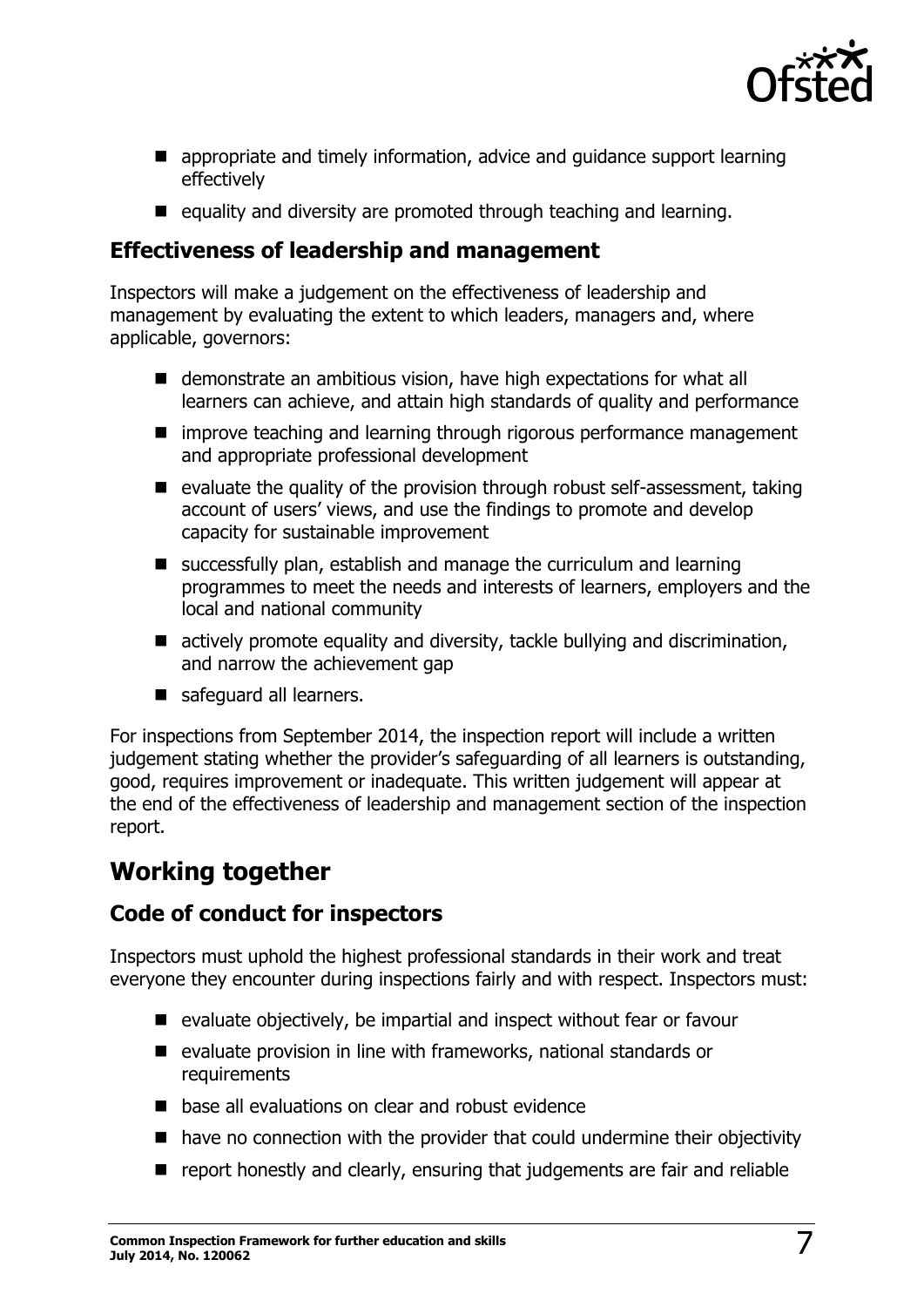- appropriate and timely information, advice and guidance support learning effectively
- equality and diversity are promoted through teaching and learning.

### Effectiveness of leadership and management

Inspectors will make a judgement on the effectiveness of leadership and management by evaluating the extent to which leaders, managers and, where applicable, governors:

- demonstrate an ambitious vision, have high expectations for what all learners can achieve, and attain high standards of quality and performance
- improve teaching and learning through rigorous performance management and appropriate professional development
- evaluate the quality of the provision through robust self-assessment, taking account of users' views, and use the findings to promote and develop capacity for sustainable improvement
- successfully plan, establish and manage the curriculum and learning programmes to meet the needs and interests of learners, employers and the local and national community
- actively promote equality and diversity, tackle bullying and discrimination, and narrow the achievement gap
- safeguard all learners.

For inspections from September 2014, the inspection report will include a written judgement stating whether the provider's safeguarding of all learners is outstanding, good, requires improvement or inadequate. This written judgement will appear at the end of the effectiveness of leadership and management section of the inspection report.

## Working together

### Code of conduct for inspectors

Inspectors must uphold the highest professional standards in their work and treat everyone they encounter during inspections fairly and with respect. Inspectors must:

- evaluate objectively, be impartial and inspect without fear or favour
- evaluate provision in line with frameworks, national standards or requirements
- base all evaluations on clear and robust evidence
- have no connection with the provider that could undermine their objectivity
- report honestly and clearly, ensuring that judgements are fair and reliable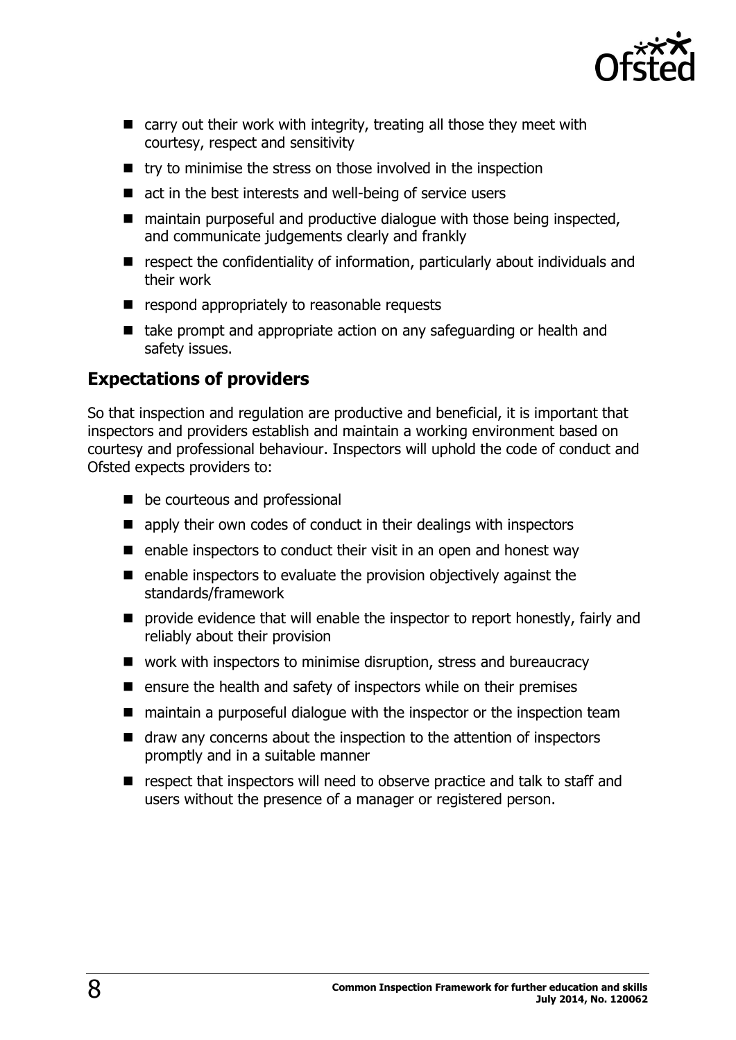- carry out their work with integrity, treating all those they meet with courtesy, respect and sensitivity
- try to minimise the stress on those involved in the inspection
- act in the best interests and well-being of service users
- maintain purposeful and productive dialogue with those being inspected, and communicate judgements clearly and frankly
- respect the confidentiality of information, particularly about individuals and their work
- respond appropriately to reasonable requests
- take prompt and appropriate action on any safeguarding or health and safety issues.

## Expectations of providers

So that inspection and regulation are productive and beneficial, it is important that inspectors and providers establish and maintain a working environment based on courtesy and professional behaviour. Inspectors will uphold the code of conduct and Ofsted expects providers to:

- be courteous and professional
- apply their own codes of conduct in their dealings with inspectors
- enable inspectors to conduct their visit in an open and honest way
- enable inspectors to evaluate the provision objectively against the standards/framework
- provide evidence that will enable the inspector to report honestly, fairly and reliably about their provision
- work with inspectors to minimise disruption, stress and bureaucracy
- ensure the health and safety of inspectors while on their premises
- maintain a purposeful dialogue with the inspector or the inspection team
- draw any concerns about the inspection to the attention of inspectors promptly and in a suitable manner
- respect that inspectors will need to observe practice and talk to staff and users without the presence of a manager or registered person.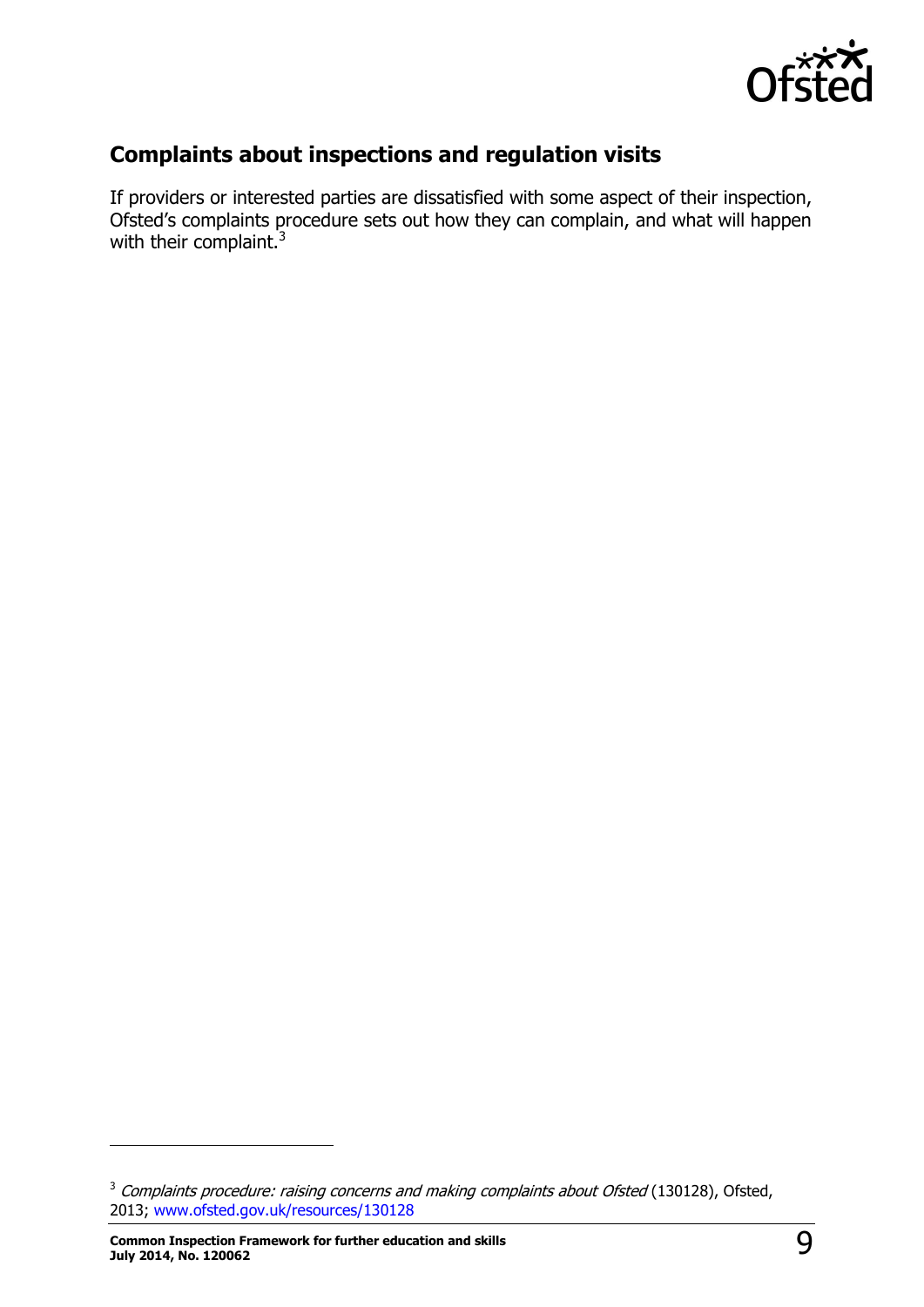## Complaints about inspections and regulation visits

If providers or interested parties are dissatisfied with some aspect of their inspection, Ofsted's complaints procedure sets out how they can complain, and what will happen with their complaint.[3]

---

[3] *Complaints procedure: raising concerns and making complaints about Ofsted* (130128), Ofsted, 2013; www.ofsted.gov.uk/resources/130128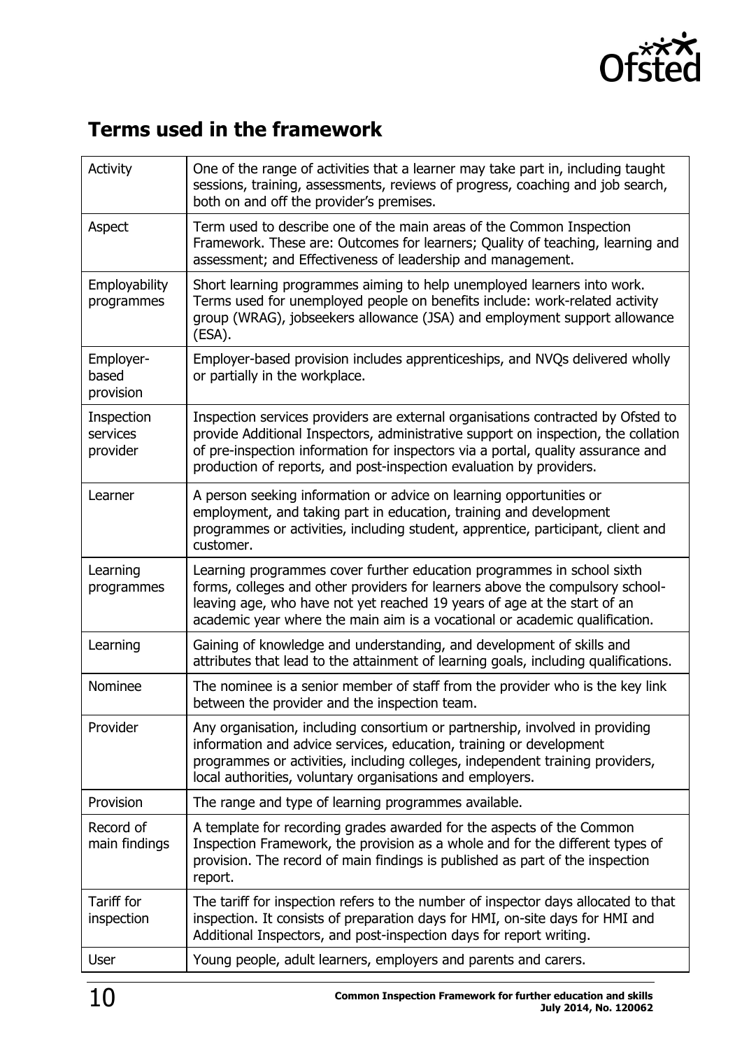## Terms used in the framework

| Term | Definition |
|---|---|
| Activity | One of the range of activities that a learner may take part in, including taught sessions, training, assessments, reviews of progress, coaching and job search, both on and off the provider's premises. |
| Aspect | Term used to describe one of the main areas of the Common Inspection Framework. These are: Outcomes for learners; Quality of teaching, learning and assessment; and Effectiveness of leadership and management. |
| Employability programmes | Short learning programmes aiming to help unemployed learners into work. Terms used for unemployed people on benefits include: work-related activity group (WRAG), jobseekers allowance (JSA) and employment support allowance (ESA). |
| Employer-based provision | Employer-based provision includes apprenticeships, and NVQs delivered wholly or partially in the workplace. |
| Inspection services provider | Inspection services providers are external organisations contracted by Ofsted to provide Additional Inspectors, administrative support on inspection, the collation of pre-inspection information for inspectors via a portal, quality assurance and production of reports, and post-inspection evaluation by providers. |
| Learner | A person seeking information or advice on learning opportunities or employment, and taking part in education, training and development programmes or activities, including student, apprentice, participant, client and customer. |
| Learning programmes | Learning programmes cover further education programmes in school sixth forms, colleges and other providers for learners above the compulsory school-leaving age, who have not yet reached 19 years of age at the start of an academic year where the main aim is a vocational or academic qualification. |
| Learning | Gaining of knowledge and understanding, and development of skills and attributes that lead to the attainment of learning goals, including qualifications. |
| Nominee | The nominee is a senior member of staff from the provider who is the key link between the provider and the inspection team. |
| Provider | Any organisation, including consortium or partnership, involved in providing information and advice services, education, training or development programmes or activities, including colleges, independent training providers, local authorities, voluntary organisations and employers. |
| Provision | The range and type of learning programmes available. |
| Record of main findings | A template for recording grades awarded for the aspects of the Common Inspection Framework, the provision as a whole and for the different types of provision. The record of main findings is published as part of the inspection report. |
| Tariff for inspection | The tariff for inspection refers to the number of inspector days allocated to that inspection. It consists of preparation days for HMI, on-site days for HMI and Additional Inspectors, and post-inspection days for report writing. |
| User | Young people, adult learners, employers and parents and carers. |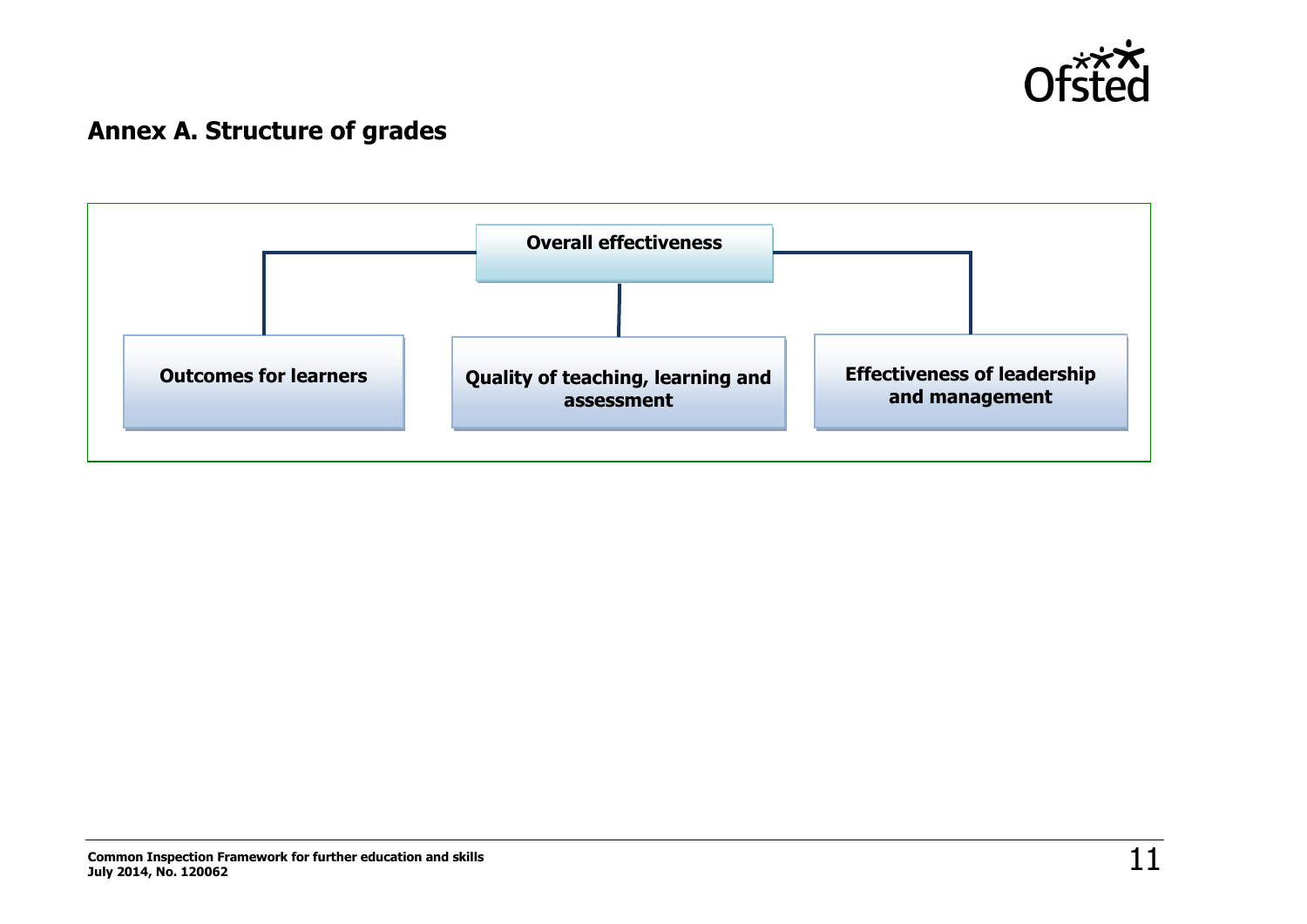## Annex A. Structure of grades

Overall effectiveness

Outcomes for learners

Quality of teaching, learning and assessment

Effectiveness of leadership and management